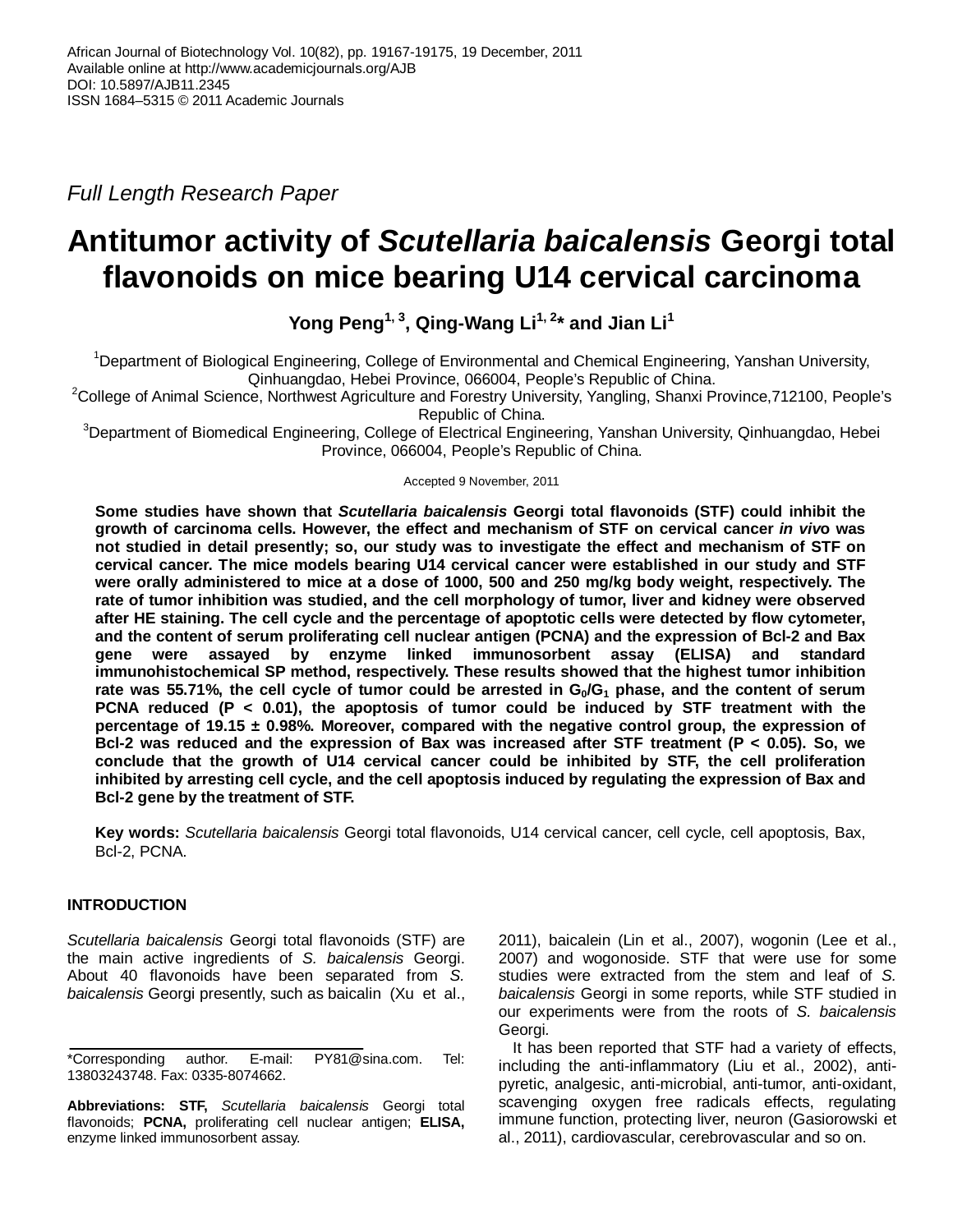Full Length Research Paper

# Antitumor activity of *Scutellaria baicalensis* Georgi total flavonoids on mice bearing U14 cervical carcinoma

**Yong Peng[1, 3], Qing-Wang Li[1, 2]* and Jian Li[1]**

[1]Department of Biological Engineering, College of Environmental and Chemical Engineering, Yanshan University, Qinhuangdao, Hebei Province, 066004, People's Republic of China.
[2]College of Animal Science, Northwest Agriculture and Forestry University, Yangling, Shanxi Province,712100, People's Republic of China.
[3]Department of Biomedical Engineering, College of Electrical Engineering, Yanshan University, Qinhuangdao, Hebei Province, 066004, People's Republic of China.

Accepted 9 November, 2011

**Some studies have shown that *Scutellaria baicalensis* Georgi total flavonoids (STF) could inhibit the growth of carcinoma cells. However, the effect and mechanism of STF on cervical cancer *in vivo* was not studied in detail presently; so, our study was to investigate the effect and mechanism of STF on cervical cancer. The mice models bearing U14 cervical cancer were established in our study and STF were orally administered to mice at a dose of 1000, 500 and 250 mg/kg body weight, respectively. The rate of tumor inhibition was studied, and the cell morphology of tumor, liver and kidney were observed after HE staining. The cell cycle and the percentage of apoptotic cells were detected by flow cytometer, and the content of serum proliferating cell nuclear antigen (PCNA) and the expression of Bcl-2 and Bax gene were assayed by enzyme linked immunosorbent assay (ELISA) and standard immunohistochemical SP method, respectively. These results showed that the highest tumor inhibition rate was 55.71%, the cell cycle of tumor could be arrested in $G_0/G_1$ phase, and the content of serum PCNA reduced ($P < 0.01$), the apoptosis of tumor could be induced by STF treatment with the percentage of 19.15 ± 0.98%. Moreover, compared with the negative control group, the expression of Bcl-2 was reduced and the expression of Bax was increased after STF treatment ($P < 0.05$). So, we conclude that the growth of U14 cervical cancer could be inhibited by STF, the cell proliferation inhibited by arresting cell cycle, and the cell apoptosis induced by regulating the expression of Bax and Bcl-2 gene by the treatment of STF.**

**Key words:** *Scutellaria baicalensis* Georgi total flavonoids, U14 cervical cancer, cell cycle, cell apoptosis, Bax, Bcl-2, PCNA.

## INTRODUCTION

*Scutellaria baicalensis* Georgi total flavonoids (STF) are the main active ingredients of *S. baicalensis* Georgi. About 40 flavonoids have been separated from *S. baicalensis* Georgi presently, such as baicalin (Xu et al., 2011), baicalein (Lin et al., 2007), wogonin (Lee et al., 2007) and wogonoside. STF that were use for some studies were extracted from the stem and leaf of *S. baicalensis* Georgi in some reports, while STF studied in our experiments were from the roots of *S. baicalensis* Georgi.

It has been reported that STF had a variety of effects, including the anti-inflammatory (Liu et al., 2002), anti-pyretic, analgesic, anti-microbial, anti-tumor, anti-oxidant, scavenging oxygen free radicals effects, regulating immune function, protecting liver, neuron (Gasiorowski et al., 2011), cardiovascular, cerebrovascular and so on.

*Corresponding author. E-mail: PY81@sina.com. Tel: 13803243748. Fax: 0335-8074662.

**Abbreviations: STF,** *Scutellaria baicalensis* Georgi total flavonoids; **PCNA,** proliferating cell nuclear antigen; **ELISA,** enzyme linked immunosorbent assay.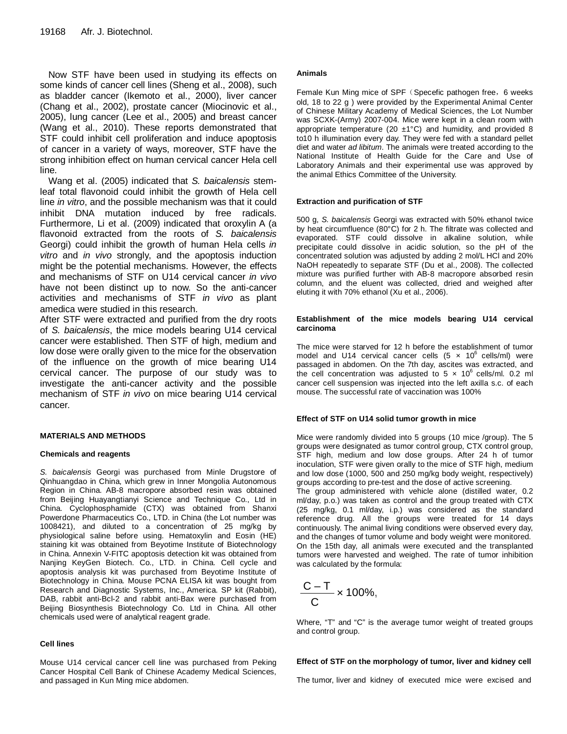Now STF have been used in studying its effects on some kinds of cancer cell lines (Sheng et al., 2008), such as bladder cancer (Ikemoto et al., 2000), liver cancer (Chang et al., 2002), prostate cancer (Miocinovic et al., 2005), lung cancer (Lee et al., 2005) and breast cancer (Wang et al., 2010). These reports demonstrated that STF could inhibit cell proliferation and induce apoptosis of cancer in a variety of ways, moreover, STF have the strong inhibition effect on human cervical cancer Hela cell line.

Wang et al. (2005) indicated that *S. baicalensis* stem-leaf total flavonoid could inhibit the growth of Hela cell line *in vitro*, and the possible mechanism was that it could inhibit DNA mutation induced by free radicals. Furthermore, Li et al. (2009) indicated that oroxylin A (a flavonoid extracted from the roots of *S. baicalensis* Georgi) could inhibit the growth of human Hela cells *in vitro* and *in vivo* strongly, and the apoptosis induction might be the potential mechanisms. However, the effects and mechanisms of STF on U14 cervical cancer *in vivo* have not been distinct up to now. So the anti-cancer activities and mechanisms of STF *in vivo* as plant amedica were studied in this research.

After STF were extracted and purified from the dry roots of *S. baicalensis*, the mice models bearing U14 cervical cancer were established. Then STF of high, medium and low dose were orally given to the mice for the observation of the influence on the growth of mice bearing U14 cervical cancer. The purpose of our study was to investigate the anti-cancer activity and the possible mechanism of STF *in vivo* on mice bearing U14 cervical cancer.

## MATERIALS AND METHODS

### Chemicals and reagents

*S. baicalensis* Georgi was purchased from Minle Drugstore of Qinhuangdao in China, which grew in Inner Mongolia Autonomous Region in China. AB-8 macropore absorbed resin was obtained from Beijing Huayangtianyi Science and Technique Co., Ltd in China. Cyclophosphamide (CTX) was obtained from Shanxi Powerdone Pharmaceutics Co., LTD. in China (the Lot number was 1008421), and diluted to a concentration of 25 mg/kg by physiological saline before using. Hematoxylin and Eosin (HE) staining kit was obtained from Beyotime Institute of Biotechnology in China. Annexin V-FITC apoptosis detection kit was obtained from Nanjing KeyGen Biotech. Co., LTD. in China. Cell cycle and apoptosis analysis kit was purchased from Beyotime Institute of Biotechnology in China. Mouse PCNA ELISA kit was bought from Research and Diagnostic Systems, Inc., America. SP kit (Rabbit), DAB, rabbit anti-Bcl-2 and rabbit anti-Bax were purchased from Beijing Biosynthesis Biotechnology Co. Ltd in China. All other chemicals used were of analytical reagent grade.

### Cell lines

Mouse U14 cervical cancer cell line was purchased from Peking Cancer Hospital Cell Bank of Chinese Academy Medical Sciences, and passaged in Kun Ming mice abdomen.

### Animals

Female Kun Ming mice of SPF（Specefic pathogen free，6 weeks old, 18 to 22 g ) were provided by the Experimental Animal Center of Chinese Military Academy of Medical Sciences, the Lot Number was SCXK-(Army) 2007-004. Mice were kept in a clean room with appropriate temperature (20 ±1°C) and humidity, and provided 8 to10 h illumination every day. They were fed with a standard pellet diet and water *ad libitum*. The animals were treated according to the National Institute of Health Guide for the Care and Use of Laboratory Animals and their experimental use was approved by the animal Ethics Committee of the University.

### Extraction and purification of STF

500 g, *S. baicalensis* Georgi was extracted with 50% ethanol twice by heat circumfluence (80°C) for 2 h. The filtrate was collected and evaporated. STF could dissolve in alkaline solution, while precipitate could dissolve in acidic solution, so the pH of the concentrated solution was adjusted by adding 2 mol/L HCl and 20% NaOH repeatedly to separate STF (Du et al., 2008). The collected mixture was purified further with AB-8 macropore absorbed resin column, and the eluent was collected, dried and weighed after eluting it with 70% ethanol (Xu et al., 2006).

### Establishment of the mice models bearing U14 cervical carcinoma

The mice were starved for 12 h before the establishment of tumor model and U14 cervical cancer cells ($5 \times 10^6$ cells/ml) were passaged in abdomen. On the 7th day, ascites was extracted, and the cell concentration was adjusted to $5 \times 10^6$ cells/ml. 0.2 ml cancer cell suspension was injected into the left axilla s.c. of each mouse. The successful rate of vaccination was 100%

### Effect of STF on U14 solid tumor growth in mice

Mice were randomly divided into 5 groups (10 mice /group). The 5 groups were designated as tumor control group, CTX control group, STF high, medium and low dose groups. After 24 h of tumor inoculation, STF were given orally to the mice of STF high, medium and low dose (1000, 500 and 250 mg/kg body weight, respectively) groups according to pre-test and the dose of active screening.

The group administered with vehicle alone (distilled water, 0.2 ml/day, p.o.) was taken as control and the group treated with CTX (25 mg/kg, 0.1 ml/day, i.p.) was considered as the standard reference drug. All the groups were treated for 14 days continuously. The animal living conditions were observed every day, and the changes of tumor volume and body weight were monitored. On the 15th day, all animals were executed and the transplanted tumors were harvested and weighed. The rate of tumor inhibition was calculated by the formula:

$$\frac{C - T}{C} \times 100\%,$$

Where, "T" and "C" is the average tumor weight of treated groups and control group.

### Effect of STF on the morphology of tumor, liver and kidney cell

The tumor, liver and kidney of executed mice were excised and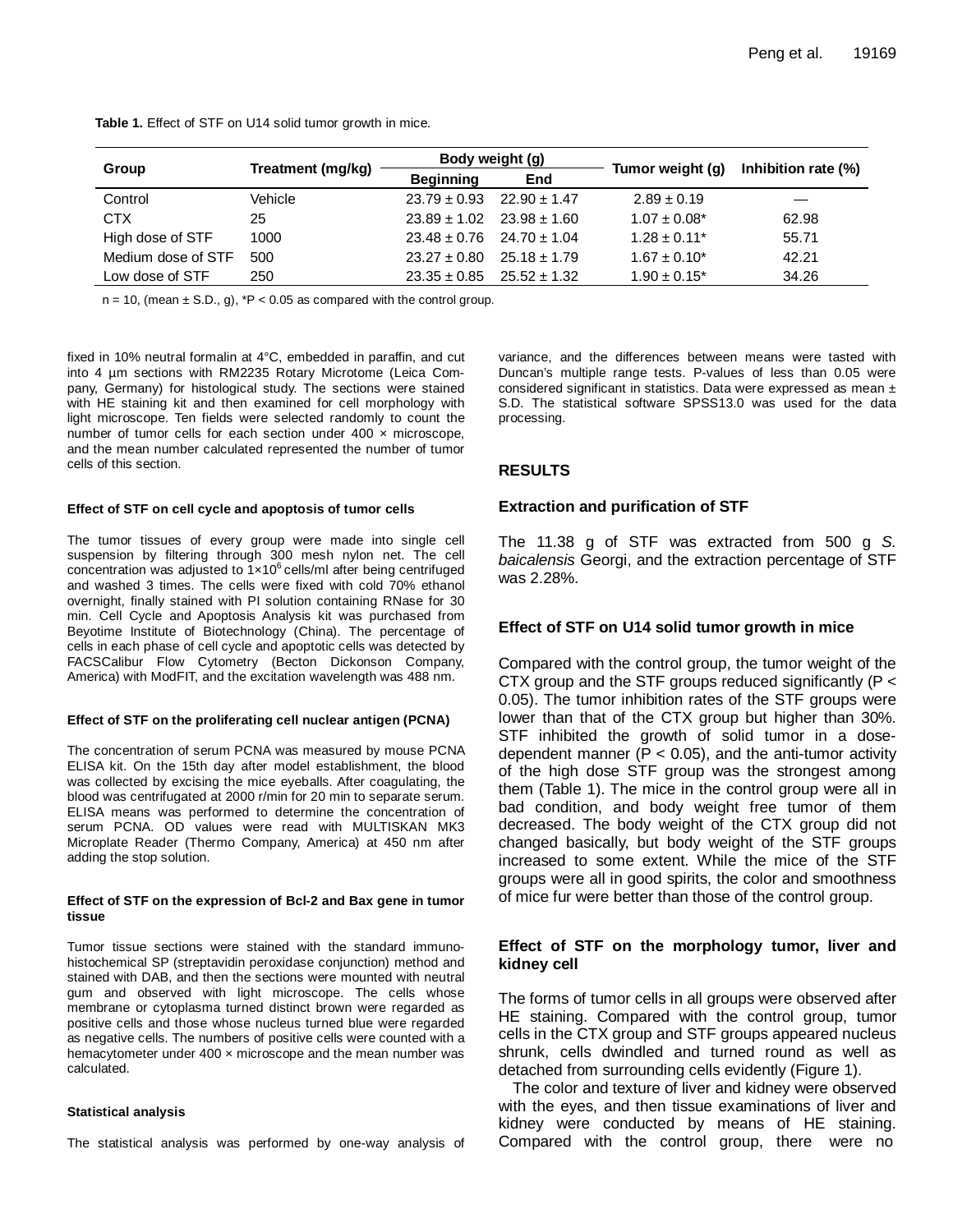**Table 1.** Effect of STF on U14 solid tumor growth in mice.

| Group | Treatment (mg/kg) | Body weight (g) | | Tumor weight (g) | Inhibition rate (%) |
|---|---|---|---|---|---|
| | | Beginning | End | | |
| Control | Vehicle | 23.79 ± 0.93 | 22.90 ± 1.47 | 2.89 ± 0.19 | — |
| CTX | 25 | 23.89 ± 1.02 | 23.98 ± 1.60 | 1.07 ± 0.08* | 62.98 |
| High dose of STF | 1000 | 23.48 ± 0.76 | 24.70 ± 1.04 | 1.28 ± 0.11* | 55.71 |
| Medium dose of STF | 500 | 23.27 ± 0.80 | 25.18 ± 1.79 | 1.67 ± 0.10* | 42.21 |
| Low dose of STF | 250 | 23.35 ± 0.85 | 25.52 ± 1.32 | 1.90 ± 0.15* | 34.26 |

n = 10, (mean ± S.D., g), *P < 0.05 as compared with the control group.

fixed in 10% neutral formalin at 4°C, embedded in paraffin, and cut into 4 µm sections with RM2235 Rotary Microtome (Leica Company, Germany) for histological study. The sections were stained with HE staining kit and then examined for cell morphology with light microscope. Ten fields were selected randomly to count the number of tumor cells for each section under 400 × microscope, and the mean number calculated represented the number of tumor cells of this section.

#### Effect of STF on cell cycle and apoptosis of tumor cells

The tumor tissues of every group were made into single cell suspension by filtering through 300 mesh nylon net. The cell concentration was adjusted to $1×10^6$ cells/ml after being centrifuged and washed 3 times. The cells were fixed with cold 70% ethanol overnight, finally stained with PI solution containing RNase for 30 min. Cell Cycle and Apoptosis Analysis kit was purchased from Beyotime Institute of Biotechnology (China). The percentage of cells in each phase of cell cycle and apoptotic cells was detected by FACSCalibur Flow Cytometry (Becton Dickonson Company, America) with ModFIT, and the excitation wavelength was 488 nm.

#### Effect of STF on the proliferating cell nuclear antigen (PCNA)

The concentration of serum PCNA was measured by mouse PCNA ELISA kit. On the 15th day after model establishment, the blood was collected by excising the mice eyeballs. After coagulating, the blood was centrifugated at 2000 r/min for 20 min to separate serum. ELISA means was performed to determine the concentration of serum PCNA. OD values were read with MULTISKAN MK3 Microplate Reader (Thermo Company, America) at 450 nm after adding the stop solution.

#### Effect of STF on the expression of Bcl-2 and Bax gene in tumor tissue

Tumor tissue sections were stained with the standard immunohistochemical SP (streptavidin peroxidase conjunction) method and stained with DAB, and then the sections were mounted with neutral gum and observed with light microscope. The cells whose membrane or cytoplasma turned distinct brown were regarded as positive cells and those whose nucleus turned blue were regarded as negative cells. The numbers of positive cells were counted with a hemacytometer under 400 × microscope and the mean number was calculated.

#### Statistical analysis

The statistical analysis was performed by one-way analysis of variance, and the differences between means were tasted with Duncan's multiple range tests. P-values of less than 0.05 were considered significant in statistics. Data were expressed as mean ± S.D. The statistical software SPSS13.0 was used for the data processing.

## RESULTS

### Extraction and purification of STF

The 11.38 g of STF was extracted from 500 g *S. baicalensis* Georgi, and the extraction percentage of STF was 2.28%.

### Effect of STF on U14 solid tumor growth in mice

Compared with the control group, the tumor weight of the CTX group and the STF groups reduced significantly (P < 0.05). The tumor inhibition rates of the STF groups were lower than that of the CTX group but higher than 30%. STF inhibited the growth of solid tumor in a dose-dependent manner (P < 0.05), and the anti-tumor activity of the high dose STF group was the strongest among them (Table 1). The mice in the control group were all in bad condition, and body weight free tumor of them decreased. The body weight of the CTX group did not changed basically, but body weight of the STF groups increased to some extent. While the mice of the STF groups were all in good spirits, the color and smoothness of mice fur were better than those of the control group.

### Effect of STF on the morphology tumor, liver and kidney cell

The forms of tumor cells in all groups were observed after HE staining. Compared with the control group, tumor cells in the CTX group and STF groups appeared nucleus shrunk, cells dwindled and turned round as well as detached from surrounding cells evidently (Figure 1).

The color and texture of liver and kidney were observed with the eyes, and then tissue examinations of liver and kidney were conducted by means of HE staining. Compared with the control group, there were no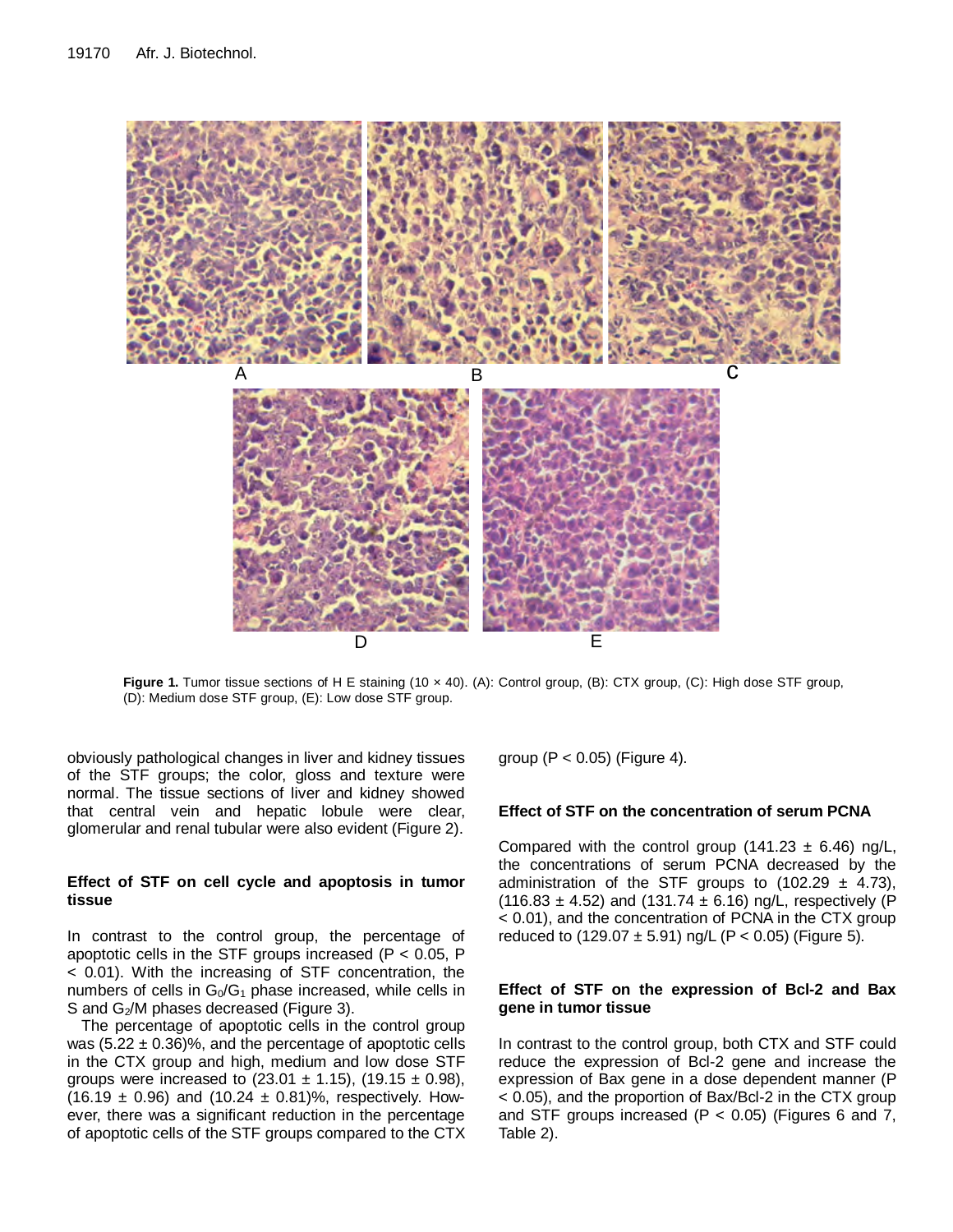**Figure 1.** Tumor tissue sections of H E staining (10 × 40). (A): Control group, (B): CTX group, (C): High dose STF group, (D): Medium dose STF group, (E): Low dose STF group.

obviously pathological changes in liver and kidney tissues of the STF groups; the color, gloss and texture were normal. The tissue sections of liver and kidney showed that central vein and hepatic lobule were clear, glomerular and renal tubular were also evident (Figure 2).

### Effect of STF on cell cycle and apoptosis in tumor tissue

In contrast to the control group, the percentage of apoptotic cells in the STF groups increased ($P < 0.05$, $P < 0.01$). With the increasing of STF concentration, the numbers of cells in $G_0/G_1$ phase increased, while cells in S and $G_2$/M phases decreased (Figure 3).

The percentage of apoptotic cells in the control group was (5.22 ± 0.36)%, and the percentage of apoptotic cells in the CTX group and high, medium and low dose STF groups were increased to (23.01 ± 1.15), (19.15 ± 0.98), (16.19 ± 0.96) and (10.24 ± 0.81)%, respectively. However, there was a significant reduction in the percentage of apoptotic cells of the STF groups compared to the CTX group ($P < 0.05$) (Figure 4).

### Effect of STF on the concentration of serum PCNA

Compared with the control group (141.23 ± 6.46) ng/L, the concentrations of serum PCNA decreased by the administration of the STF groups to (102.29 ± 4.73), (116.83 ± 4.52) and (131.74 ± 6.16) ng/L, respectively ($P < 0.01$), and the concentration of PCNA in the CTX group reduced to (129.07 ± 5.91) ng/L ($P < 0.05$) (Figure 5).

### Effect of STF on the expression of Bcl-2 and Bax gene in tumor tissue

In contrast to the control group, both CTX and STF could reduce the expression of Bcl-2 gene and increase the expression of Bax gene in a dose dependent manner ($P < 0.05$), and the proportion of Bax/Bcl-2 in the CTX group and STF groups increased ($P < 0.05$) (Figures 6 and 7, Table 2).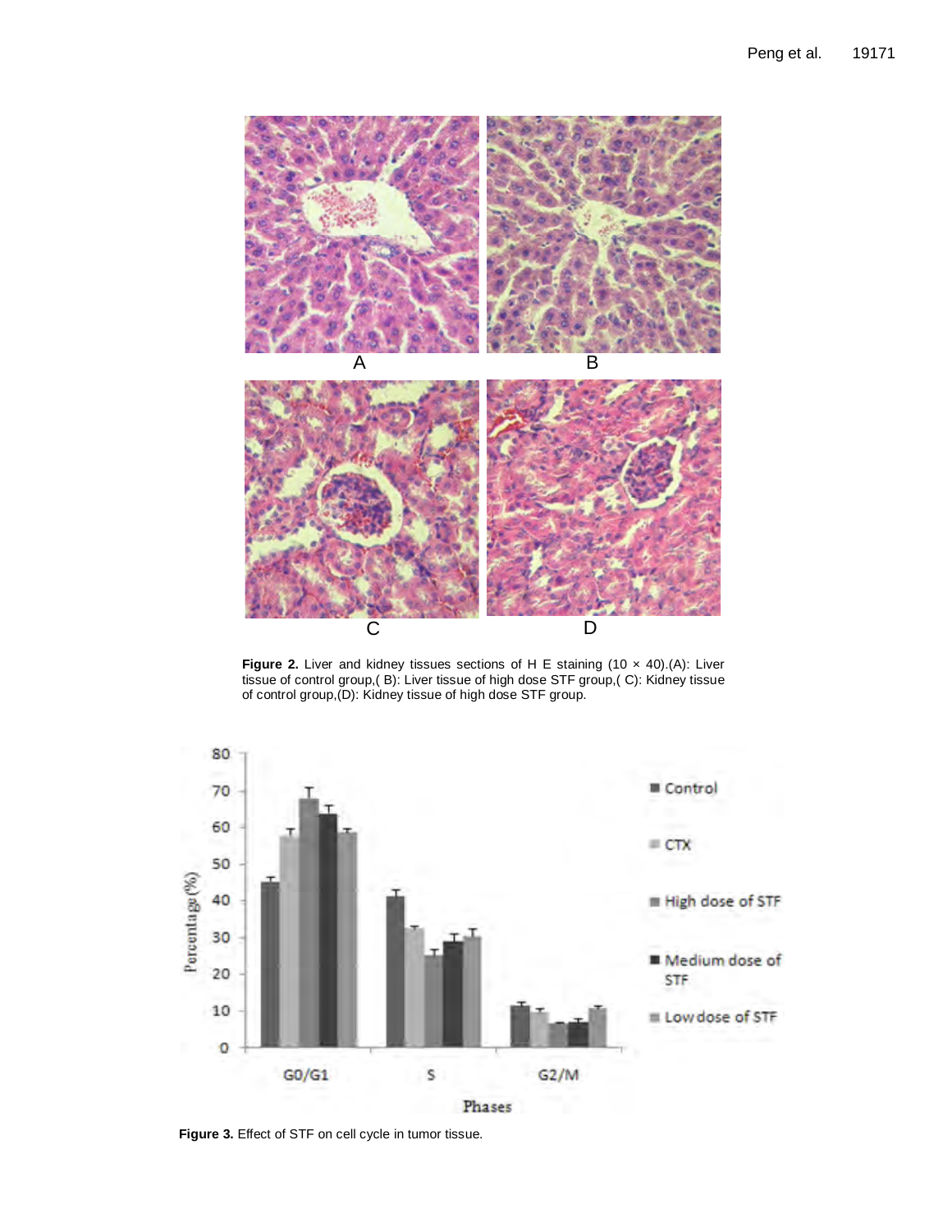**Figure 2.** Liver and kidney tissues sections of H E staining (10 × 40).(A): Liver tissue of control group,( B): Liver tissue of high dose STF group,( C): Kidney tissue of control group,(D): Kidney tissue of high dose STF group.

**Figure 3.** Effect of STF on cell cycle in tumor tissue.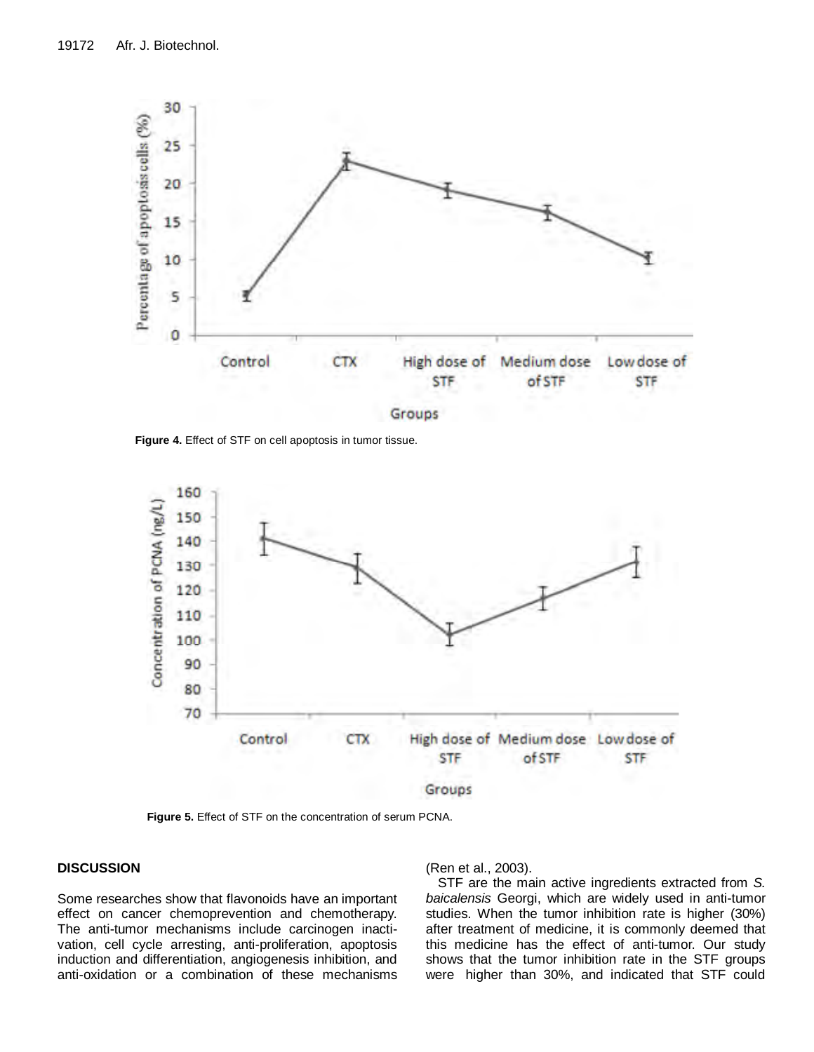Figure 4. Effect of STF on cell apoptosis in tumor tissue.

Figure 5. Effect of STF on the concentration of serum PCNA.

## DISCUSSION

Some researches show that flavonoids have an important effect on cancer chemoprevention and chemotherapy. The anti-tumor mechanisms include carcinogen inactivation, cell cycle arresting, anti-proliferation, apoptosis induction and differentiation, angiogenesis inhibition, and anti-oxidation or a combination of these mechanisms (Ren et al., 2003).

STF are the main active ingredients extracted from *S. baicalensis* Georgi, which are widely used in anti-tumor studies. When the tumor inhibition rate is higher (30%) after treatment of medicine, it is commonly deemed that this medicine has the effect of anti-tumor. Our study shows that the tumor inhibition rate in the STF groups were higher than 30%, and indicated that STF could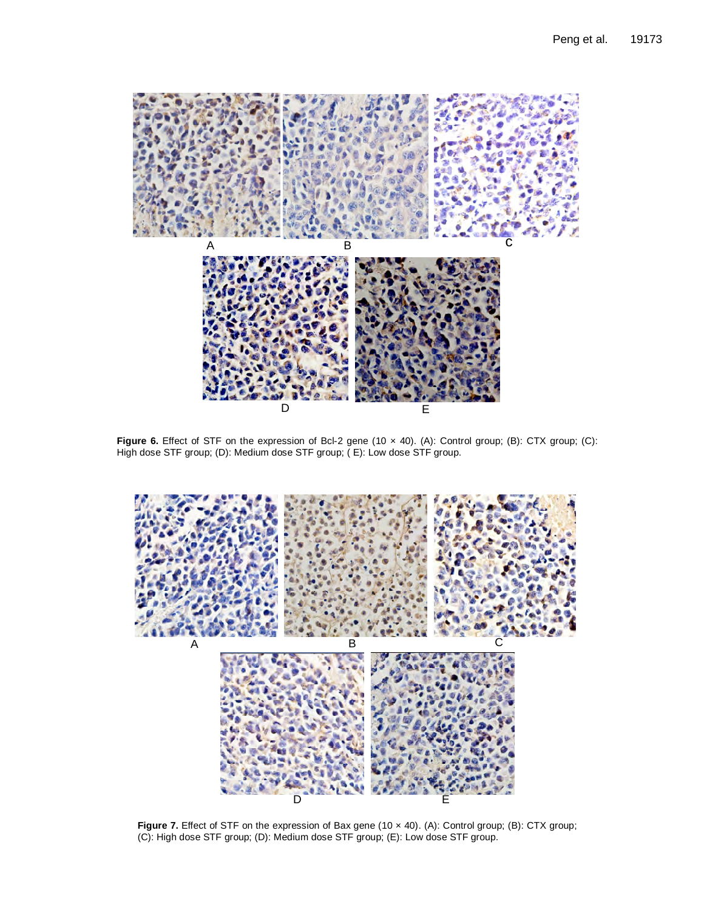A B C

D E

**Figure 6.** Effect of STF on the expression of Bcl-2 gene (10 × 40). (A): Control group; (B): CTX group; (C): High dose STF group; (D): Medium dose STF group; ( E): Low dose STF group.

A B C

D E

**Figure 7.** Effect of STF on the expression of Bax gene (10 × 40). (A): Control group; (B): CTX group; (C): High dose STF group; (D): Medium dose STF group; (E): Low dose STF group.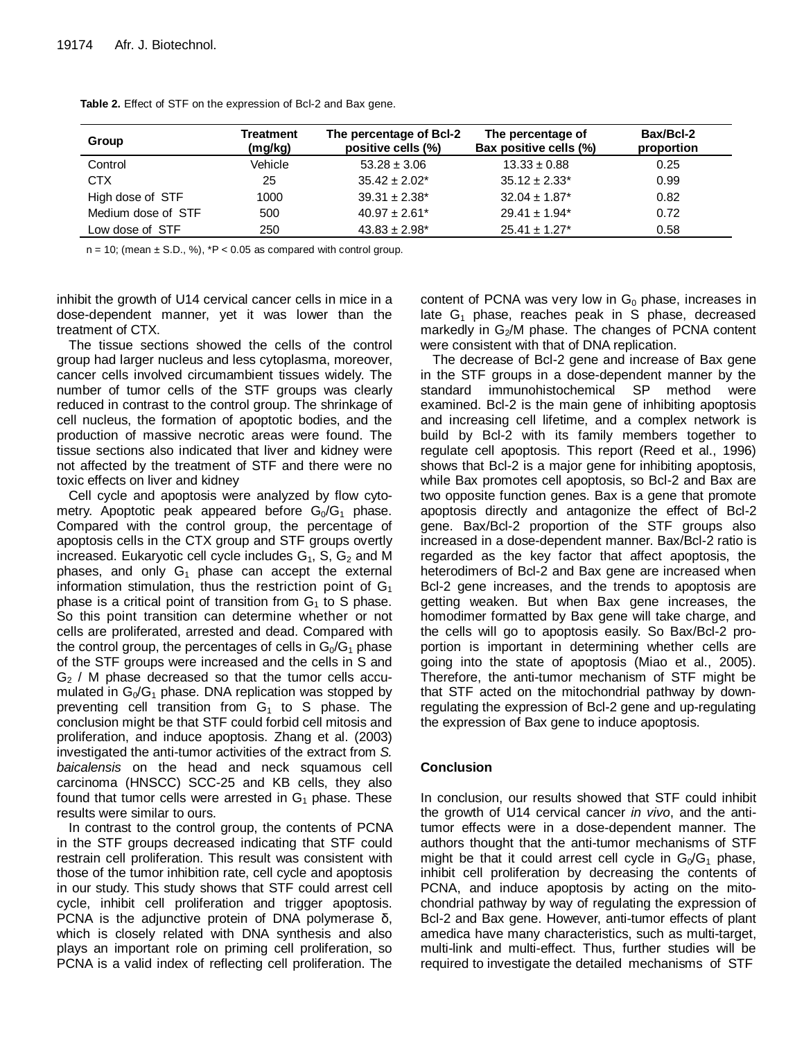**Table 2.** Effect of STF on the expression of Bcl-2 and Bax gene.

| Group | Treatment (mg/kg) | The percentage of Bcl-2 positive cells (%) | The percentage of Bax positive cells (%) | Bax/Bcl-2 proportion |
|---|---|---|---|---|
| Control | Vehicle | 53.28 ± 3.06 | 13.33 ± 0.88 | 0.25 |
| CTX | 25 | 35.42 ± 2.02* | 35.12 ± 2.33* | 0.99 |
| High dose of STF | 1000 | 39.31 ± 2.38* | 32.04 ± 1.87* | 0.82 |
| Medium dose of STF | 500 | 40.97 ± 2.61* | 29.41 ± 1.94* | 0.72 |
| Low dose of STF | 250 | 43.83 ± 2.98* | 25.41 ± 1.27* | 0.58 |

n = 10; (mean ± S.D., %), *$P < 0.05$ as compared with control group.

inhibit the growth of U14 cervical cancer cells in mice in a dose-dependent manner, yet it was lower than the treatment of CTX.

The tissue sections showed the cells of the control group had larger nucleus and less cytoplasma, moreover, cancer cells involved circumambient tissues widely. The number of tumor cells of the STF groups was clearly reduced in contrast to the control group. The shrinkage of cell nucleus, the formation of apoptotic bodies, and the production of massive necrotic areas were found. The tissue sections also indicated that liver and kidney were not affected by the treatment of STF and there were no toxic effects on liver and kidney

Cell cycle and apoptosis were analyzed by flow cytometry. Apoptotic peak appeared before $G_0/G_1$ phase. Compared with the control group, the percentage of apoptosis cells in the CTX group and STF groups overtly increased. Eukaryotic cell cycle includes $G_1$, S, $G_2$ and M phases, and only $G_1$ phase can accept the external information stimulation, thus the restriction point of $G_1$ phase is a critical point of transition from $G_1$ to S phase. So this point transition can determine whether or not cells are proliferated, arrested and dead. Compared with the control group, the percentages of cells in $G_0/G_1$ phase of the STF groups were increased and the cells in S and $G_2$ / M phase decreased so that the tumor cells accumulated in $G_0/G_1$ phase. DNA replication was stopped by preventing cell transition from $G_1$ to S phase. The conclusion might be that STF could forbid cell mitosis and proliferation, and induce apoptosis. Zhang et al. (2003) investigated the anti-tumor activities of the extract from *S. baicalensis* on the head and neck squamous cell carcinoma (HNSCC) SCC-25 and KB cells, they also found that tumor cells were arrested in $G_1$ phase. These results were similar to ours.

In contrast to the control group, the contents of PCNA in the STF groups decreased indicating that STF could restrain cell proliferation. This result was consistent with those of the tumor inhibition rate, cell cycle and apoptosis in our study. This study shows that STF could arrest cell cycle, inhibit cell proliferation and trigger apoptosis. PCNA is the adjunctive protein of DNA polymerase δ, which is closely related with DNA synthesis and also plays an important role on priming cell proliferation, so PCNA is a valid index of reflecting cell proliferation. The content of PCNA was very low in $G_0$ phase, increases in late $G_1$ phase, reaches peak in S phase, decreased markedly in $G_2$/M phase. The changes of PCNA content were consistent with that of DNA replication.

The decrease of Bcl-2 gene and increase of Bax gene in the STF groups in a dose-dependent manner by the standard immunohistochemical SP method were examined. Bcl-2 is the main gene of inhibiting apoptosis and increasing cell lifetime, and a complex network is build by Bcl-2 with its family members together to regulate cell apoptosis. This report (Reed et al., 1996) shows that Bcl-2 is a major gene for inhibiting apoptosis, while Bax promotes cell apoptosis, so Bcl-2 and Bax are two opposite function genes. Bax is a gene that promote apoptosis directly and antagonize the effect of Bcl-2 gene. Bax/Bcl-2 proportion of the STF groups also increased in a dose-dependent manner. Bax/Bcl-2 ratio is regarded as the key factor that affect apoptosis, the heterodimers of Bcl-2 and Bax gene are increased when Bcl-2 gene increases, and the trends to apoptosis are getting weaken. But when Bax gene increases, the homodimer formatted by Bax gene will take charge, and the cells will go to apoptosis easily. So Bax/Bcl-2 proportion is important in determining whether cells are going into the state of apoptosis (Miao et al., 2005). Therefore, the anti-tumor mechanism of STF might be that STF acted on the mitochondrial pathway by down-regulating the expression of Bcl-2 gene and up-regulating the expression of Bax gene to induce apoptosis.

## Conclusion

In conclusion, our results showed that STF could inhibit the growth of U14 cervical cancer *in vivo*, and the anti-tumor effects were in a dose-dependent manner. The authors thought that the anti-tumor mechanisms of STF might be that it could arrest cell cycle in $G_0/G_1$ phase, inhibit cell proliferation by decreasing the contents of PCNA, and induce apoptosis by acting on the mitochondrial pathway by way of regulating the expression of Bcl-2 and Bax gene. However, anti-tumor effects of plant amedica have many characteristics, such as multi-target, multi-link and multi-effect. Thus, further studies will be required to investigate the detailed mechanisms of STF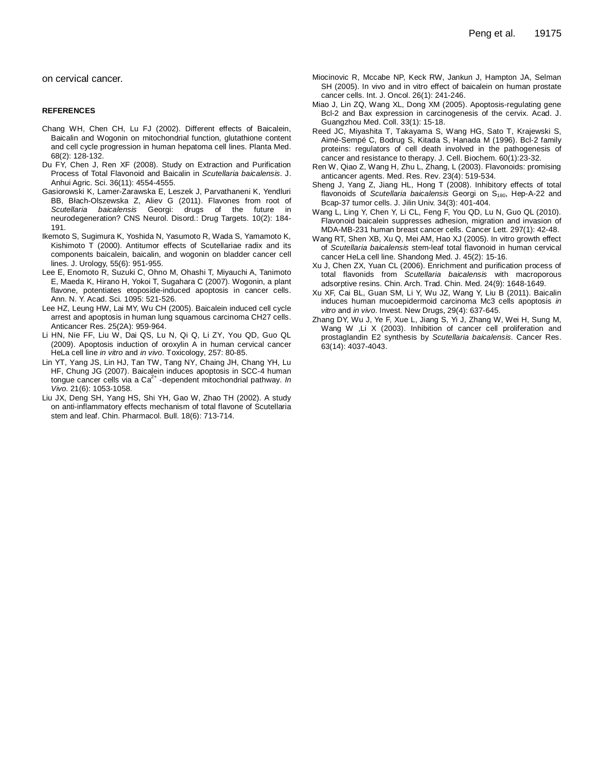on cervical cancer.

**REFERENCES**

Chang WH, Chen CH, Lu FJ (2002). Different effects of Baicalein, Baicalin and Wogonin on mitochondrial function, glutathione content and cell cycle progression in human hepatoma cell lines. Planta Med. 68(2): 128-132.

Du FY, Chen J, Ren XF (2008). Study on Extraction and Purification Process of Total Flavonoid and Baicalin in *Scutellaria baicalensis*. J. Anhui Agric. Sci. 36(11): 4554-4555.

Gasiorowski K, Lamer-Zarawska E, Leszek J, Parvathaneni K, Yendluri BB, Błach-Olszewska Z, Aliev G (2011). Flavones from root of *Scutellaria baicalensis* Georgi: drugs of the future in neurodegeneration? CNS Neurol. Disord.: Drug Targets. 10(2): 184-191.

Ikemoto S, Sugimura K, Yoshida N, Yasumoto R, Wada S, Yamamoto K, Kishimoto T (2000). Antitumor effects of Scutellariae radix and its components baicalein, baicalin, and wogonin on bladder cancer cell lines. J. Urology, 55(6): 951-955.

Lee E, Enomoto R, Suzuki C, Ohno M, Ohashi T, Miyauchi A, Tanimoto E, Maeda K, Hirano H, Yokoi T, Sugahara C (2007). Wogonin, a plant flavone, potentiates etoposide-induced apoptosis in cancer cells. Ann. N. Y. Acad. Sci. 1095: 521-526.

Lee HZ, Leung HW, Lai MY, Wu CH (2005). Baicalein induced cell cycle arrest and apoptosis in human lung squamous carcinoma CH27 cells. Anticancer Res. 25(2A): 959-964.

Li HN, Nie FF, Liu W, Dai QS, Lu N, Qi Q, Li ZY, You QD, Guo QL (2009). Apoptosis induction of oroxylin A in human cervical cancer HeLa cell line *in vitro* and *in vivo*. Toxicology, 257: 80-85.

Lin YT, Yang JS, Lin HJ, Tan TW, Tang NY, Chaing JH, Chang YH, Lu HF, Chung JG (2007). Baicalein induces apoptosis in SCC-4 human tongue cancer cells via a $Ca^{2+}$ -dependent mitochondrial pathway. *In Vivo*. 21(6): 1053-1058.

Liu JX, Deng SH, Yang HS, Shi YH, Gao W, Zhao TH (2002). A study on anti-inflammatory effects mechanism of total flavone of Scutellaria stem and leaf. Chin. Pharmacol. Bull. 18(6): 713-714.

Miocinovic R, Mccabe NP, Keck RW, Jankun J, Hampton JA, Selman SH (2005). In vivo and in vitro effect of baicalein on human prostate cancer cells. Int. J. Oncol. 26(1): 241-246.

Miao J, Lin ZQ, Wang XL, Dong XM (2005). Apoptosis-regulating gene Bcl-2 and Bax expression in carcinogenesis of the cervix. Acad. J. Guangzhou Med. Coll. 33(1): 15-18.

Reed JC, Miyashita T, Takayama S, Wang HG, Sato T, Krajewski S, Aimé-Sempé C, Bodrug S, Kitada S, Hanada M (1996). Bcl-2 family proteins: regulators of cell death involved in the pathogenesis of cancer and resistance to therapy. J. Cell. Biochem. 60(1):23-32.

Ren W, Qiao Z, Wang H, Zhu L, Zhang, L (2003). Flavonoids: promising anticancer agents. Med. Res. Rev. 23(4): 519-534.

Sheng J, Yang Z, Jiang HL, Hong T (2008). Inhibitory effects of total flavonoids of *Scutellaria baicalensis* Georgi on $S_{180}$, Hep-A-22 and Bcap-37 tumor cells. J. Jilin Univ. 34(3): 401-404.

Wang L, Ling Y, Chen Y, Li CL, Feng F, You QD, Lu N, Guo QL (2010). Flavonoid baicalein suppresses adhesion, migration and invasion of MDA-MB-231 human breast cancer cells. Cancer Lett. 297(1): 42-48.

Wang RT, Shen XB, Xu Q, Mei AM, Hao XJ (2005). In vitro growth effect of *Scutellaria baicalensis* stem-leaf total flavonoid in human cervical cancer HeLa cell line. Shandong Med. J. 45(2): 15-16.

Xu J, Chen ZX, Yuan CL (2006). Enrichment and purification process of total flavonids from *Scutellaria baicalensis* with macroporous adsorptive resins. Chin. Arch. Trad. Chin. Med. 24(9): 1648-1649.

Xu XF, Cai BL, Guan SM, Li Y, Wu JZ, Wang Y, Liu B (2011). Baicalin induces human mucoepidermoid carcinoma Mc3 cells apoptosis *in vitro* and *in vivo*. Invest. New Drugs, 29(4): 637-645.

Zhang DY, Wu J, Ye F, Xue L, Jiang S, Yi J, Zhang W, Wei H, Sung M, Wang W ,Li X (2003). Inhibition of cancer cell proliferation and prostaglandin E2 synthesis by *Scutellaria baicalensis*. Cancer Res. 63(14): 4037-4043.